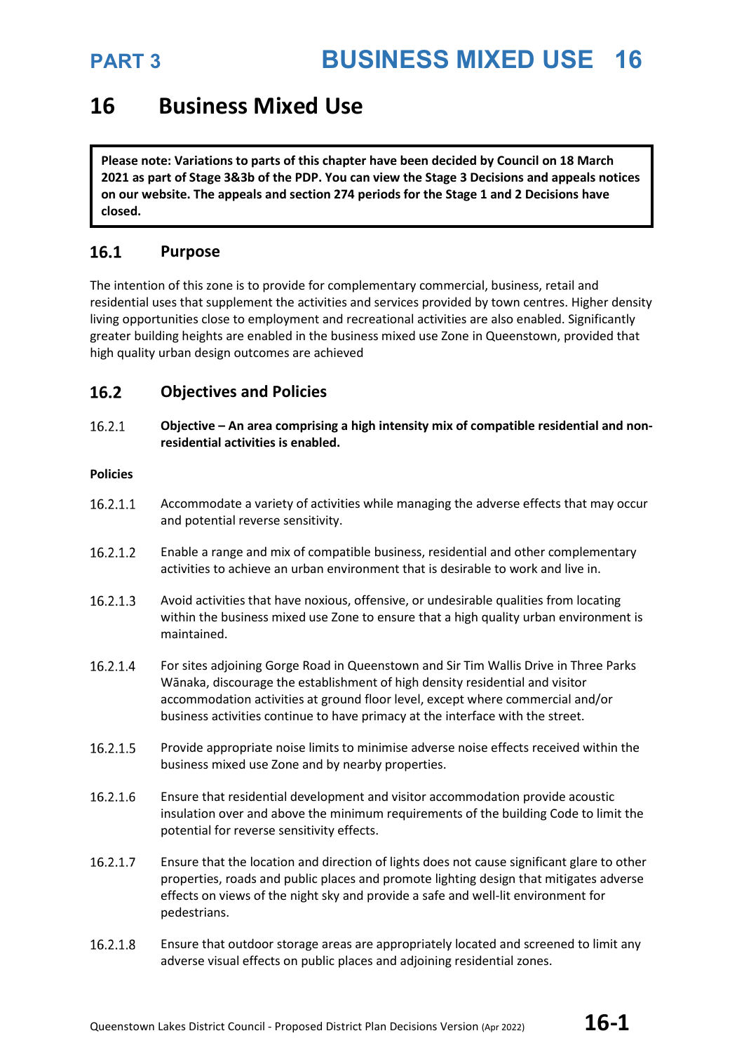# 16 Business Mixed Use

**Please note: Variations to parts of this chapter have been decided by Council on 18 March 2021 as part of Stage 3&3b of the PDP. You can view the Stage 3 Decisions and appeals notices on our website. The appeals and section 274 periods for the Stage 1 and 2 Decisions have closed.**

## 16.1 Purpose

The intention of this zone is to provide for complementary commercial, business, retail and residential uses that supplement the activities and services provided by town centres. Higher density living opportunities close to employment and recreational activities are also enabled. Significantly greater building heights are enabled in the business mixed use Zone in Queenstown, provided that high quality urban design outcomes are achieved

## 16.2 Objectives and Policies

16.2.1 **Objective – An area comprising a high intensity mix of compatible residential and non-residential activities is enabled.**

**Policies**

16.2.1.1 Accommodate a variety of activities while managing the adverse effects that may occur and potential reverse sensitivity.

16.2.1.2 Enable a range and mix of compatible business, residential and other complementary activities to achieve an urban environment that is desirable to work and live in.

16.2.1.3 Avoid activities that have noxious, offensive, or undesirable qualities from locating within the business mixed use Zone to ensure that a high quality urban environment is maintained.

16.2.1.4 For sites adjoining Gorge Road in Queenstown and Sir Tim Wallis Drive in Three Parks Wānaka, discourage the establishment of high density residential and visitor accommodation activities at ground floor level, except where commercial and/or business activities continue to have primacy at the interface with the street.

16.2.1.5 Provide appropriate noise limits to minimise adverse noise effects received within the business mixed use Zone and by nearby properties.

16.2.1.6 Ensure that residential development and visitor accommodation provide acoustic insulation over and above the minimum requirements of the building Code to limit the potential for reverse sensitivity effects.

16.2.1.7 Ensure that the location and direction of lights does not cause significant glare to other properties, roads and public places and promote lighting design that mitigates adverse effects on views of the night sky and provide a safe and well-lit environment for pedestrians.

16.2.1.8 Ensure that outdoor storage areas are appropriately located and screened to limit any adverse visual effects on public places and adjoining residential zones.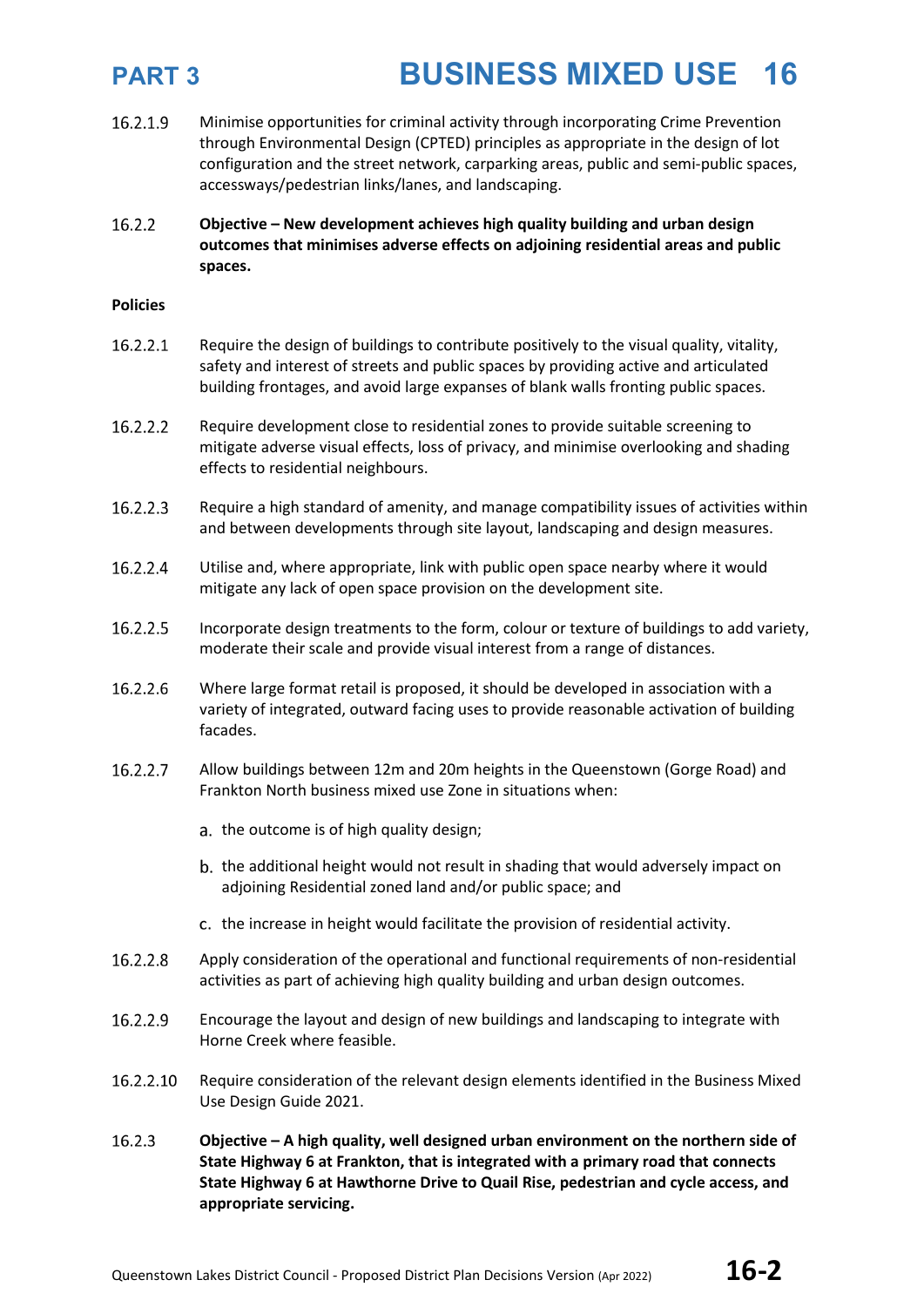16.2.1.9 Minimise opportunities for criminal activity through incorporating Crime Prevention through Environmental Design (CPTED) principles as appropriate in the design of lot configuration and the street network, carparking areas, public and semi-public spaces, accessways/pedestrian links/lanes, and landscaping.

16.2.2 **Objective – New development achieves high quality building and urban design outcomes that minimises adverse effects on adjoining residential areas and public spaces.**

**Policies**

16.2.2.1 Require the design of buildings to contribute positively to the visual quality, vitality, safety and interest of streets and public spaces by providing active and articulated building frontages, and avoid large expanses of blank walls fronting public spaces.

16.2.2.2 Require development close to residential zones to provide suitable screening to mitigate adverse visual effects, loss of privacy, and minimise overlooking and shading effects to residential neighbours.

16.2.2.3 Require a high standard of amenity, and manage compatibility issues of activities within and between developments through site layout, landscaping and design measures.

16.2.2.4 Utilise and, where appropriate, link with public open space nearby where it would mitigate any lack of open space provision on the development site.

16.2.2.5 Incorporate design treatments to the form, colour or texture of buildings to add variety, moderate their scale and provide visual interest from a range of distances.

16.2.2.6 Where large format retail is proposed, it should be developed in association with a variety of integrated, outward facing uses to provide reasonable activation of building facades.

16.2.2.7 Allow buildings between 12m and 20m heights in the Queenstown (Gorge Road) and Frankton North business mixed use Zone in situations when:

a. the outcome is of high quality design;

b. the additional height would not result in shading that would adversely impact on adjoining Residential zoned land and/or public space; and

c. the increase in height would facilitate the provision of residential activity.

16.2.2.8 Apply consideration of the operational and functional requirements of non-residential activities as part of achieving high quality building and urban design outcomes.

16.2.2.9 Encourage the layout and design of new buildings and landscaping to integrate with Horne Creek where feasible.

16.2.2.10 Require consideration of the relevant design elements identified in the Business Mixed Use Design Guide 2021.

16.2.3 **Objective – A high quality, well designed urban environment on the northern side of State Highway 6 at Frankton, that is integrated with a primary road that connects State Highway 6 at Hawthorne Drive to Quail Rise, pedestrian and cycle access, and appropriate servicing.**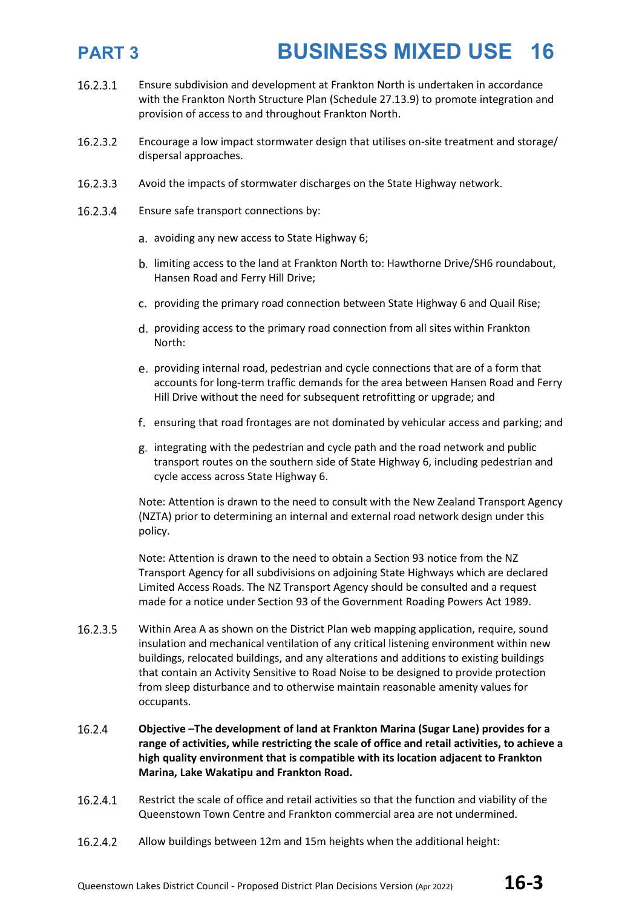16.2.3.1 Ensure subdivision and development at Frankton North is undertaken in accordance with the Frankton North Structure Plan (Schedule 27.13.9) to promote integration and provision of access to and throughout Frankton North.

16.2.3.2 Encourage a low impact stormwater design that utilises on-site treatment and storage/ dispersal approaches.

16.2.3.3 Avoid the impacts of stormwater discharges on the State Highway network.

16.2.3.4 Ensure safe transport connections by:

a. avoiding any new access to State Highway 6;

b. limiting access to the land at Frankton North to: Hawthorne Drive/SH6 roundabout, Hansen Road and Ferry Hill Drive;

c. providing the primary road connection between State Highway 6 and Quail Rise;

d. providing access to the primary road connection from all sites within Frankton North:

e. providing internal road, pedestrian and cycle connections that are of a form that accounts for long-term traffic demands for the area between Hansen Road and Ferry Hill Drive without the need for subsequent retrofitting or upgrade; and

f. ensuring that road frontages are not dominated by vehicular access and parking; and

g. integrating with the pedestrian and cycle path and the road network and public transport routes on the southern side of State Highway 6, including pedestrian and cycle access across State Highway 6.

Note: Attention is drawn to the need to consult with the New Zealand Transport Agency (NZTA) prior to determining an internal and external road network design under this policy.

Note: Attention is drawn to the need to obtain a Section 93 notice from the NZ Transport Agency for all subdivisions on adjoining State Highways which are declared Limited Access Roads. The NZ Transport Agency should be consulted and a request made for a notice under Section 93 of the Government Roading Powers Act 1989.

16.2.3.5 Within Area A as shown on the District Plan web mapping application, require, sound insulation and mechanical ventilation of any critical listening environment within new buildings, relocated buildings, and any alterations and additions to existing buildings that contain an Activity Sensitive to Road Noise to be designed to provide protection from sleep disturbance and to otherwise maintain reasonable amenity values for occupants.

16.2.4 **Objective –The development of land at Frankton Marina (Sugar Lane) provides for a range of activities, while restricting the scale of office and retail activities, to achieve a high quality environment that is compatible with its location adjacent to Frankton Marina, Lake Wakatipu and Frankton Road.**

16.2.4.1 Restrict the scale of office and retail activities so that the function and viability of the Queenstown Town Centre and Frankton commercial area are not undermined.

16.2.4.2 Allow buildings between 12m and 15m heights when the additional height: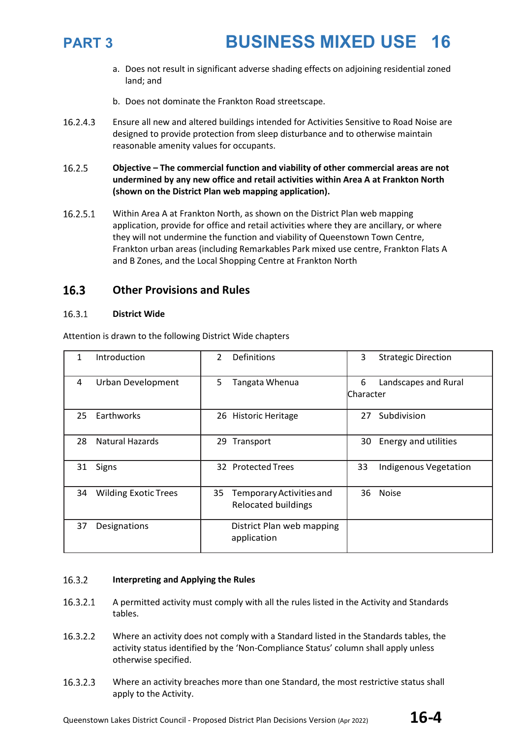a. Does not result in significant adverse shading effects on adjoining residential zoned land; and

b. Does not dominate the Frankton Road streetscape.

16.2.4.3 Ensure all new and altered buildings intended for Activities Sensitive to Road Noise are designed to provide protection from sleep disturbance and to otherwise maintain reasonable amenity values for occupants.

16.2.5 **Objective – The commercial function and viability of other commercial areas are not undermined by any new office and retail activities within Area A at Frankton North (shown on the District Plan web mapping application).**

16.2.5.1 Within Area A at Frankton North, as shown on the District Plan web mapping application, provide for office and retail activities where they are ancillary, or where they will not undermine the function and viability of Queenstown Town Centre, Frankton urban areas (including Remarkables Park mixed use centre, Frankton Flats A and B Zones, and the Local Shopping Centre at Frankton North

## 16.3 Other Provisions and Rules

### 16.3.1 District Wide

Attention is drawn to the following District Wide chapters

| | | |
|---|---|---|
| 1 Introduction | 2 Definitions | 3 Strategic Direction |
| 4 Urban Development | 5 Tangata Whenua | 6 Landscapes and Rural Character |
| 25 Earthworks | 26 Historic Heritage | 27 Subdivision |
| 28 Natural Hazards | 29 Transport | 30 Energy and utilities |
| 31 Signs | 32 Protected Trees | 33 Indigenous Vegetation |
| 34 Wilding Exotic Trees | 35 Temporary Activities and Relocated buildings | 36 Noise |
| 37 Designations | District Plan web mapping application | |

### 16.3.2 Interpreting and Applying the Rules

16.3.2.1 A permitted activity must comply with all the rules listed in the Activity and Standards tables.

16.3.2.2 Where an activity does not comply with a Standard listed in the Standards tables, the activity status identified by the 'Non-Compliance Status' column shall apply unless otherwise specified.

16.3.2.3 Where an activity breaches more than one Standard, the most restrictive status shall apply to the Activity.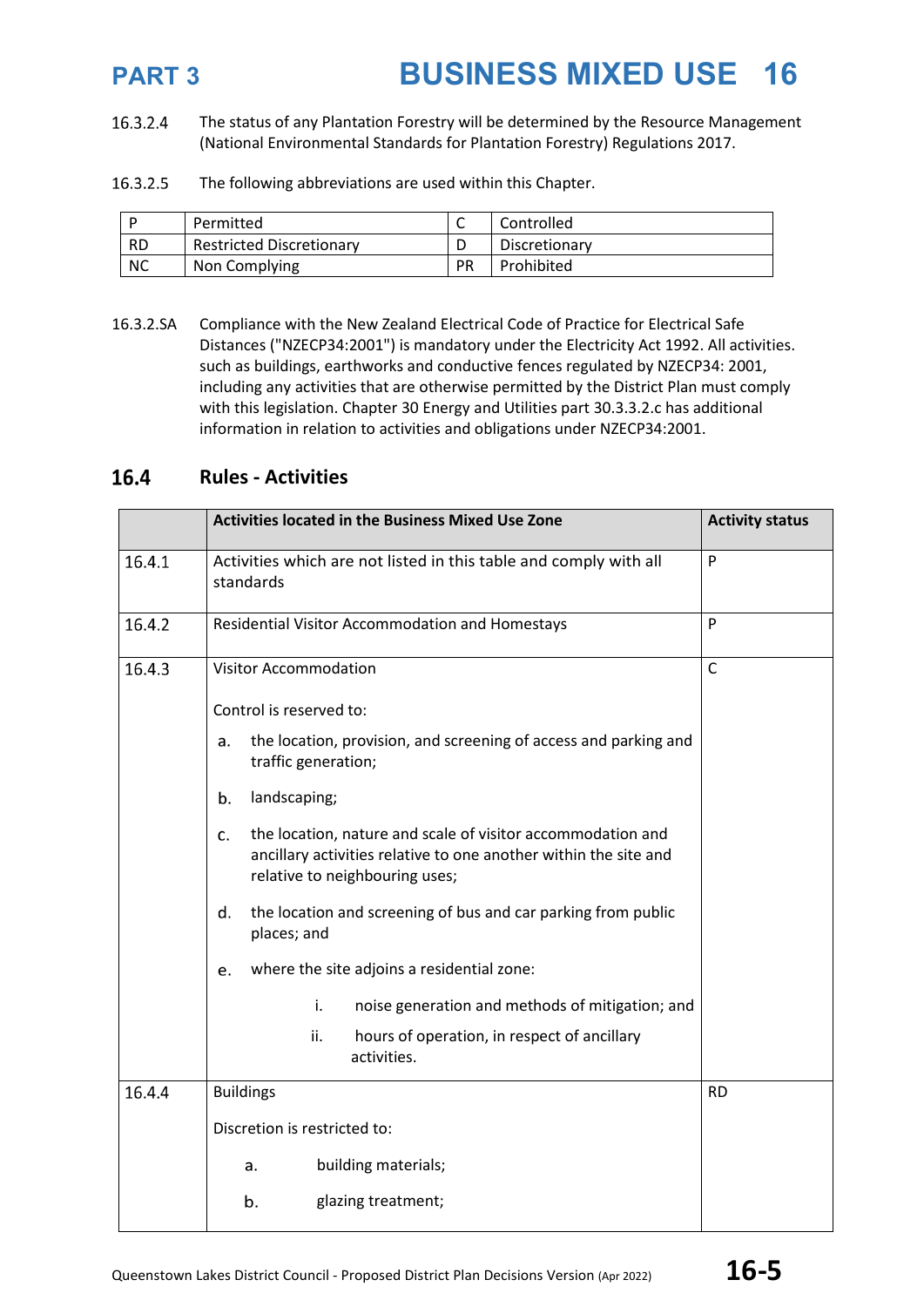16.3.2.4 The status of any Plantation Forestry will be determined by the Resource Management (National Environmental Standards for Plantation Forestry) Regulations 2017.

16.3.2.5 The following abbreviations are used within this Chapter.

| P | Permitted | C | Controlled |
|---|---|---|---|
| RD | Restricted Discretionary | D | Discretionary |
| NC | Non Complying | PR | Prohibited |

16.3.2.SA Compliance with the New Zealand Electrical Code of Practice for Electrical Safe Distances ("NZECP34:2001") is mandatory under the Electricity Act 1992. All activities. such as buildings, earthworks and conductive fences regulated by NZECP34: 2001, including any activities that are otherwise permitted by the District Plan must comply with this legislation. Chapter 30 Energy and Utilities part 30.3.3.2.c has additional information in relation to activities and obligations under NZECP34:2001.

## 16.4 Rules - Activities

| | **Activities located in the Business Mixed Use Zone** | **Activity status** |
|---|---|---|
| 16.4.1 | Activities which are not listed in this table and comply with all standards | P |
| 16.4.2 | Residential Visitor Accommodation and Homestays | P |
| 16.4.3 | Visitor Accommodation<br><br>Control is reserved to:<br><br>a. the location, provision, and screening of access and parking and traffic generation;<br><br>b. landscaping;<br><br>c. the location, nature and scale of visitor accommodation and ancillary activities relative to one another within the site and relative to neighbouring uses;<br><br>d. the location and screening of bus and car parking from public places; and<br><br>e. where the site adjoins a residential zone:<br><br>i. noise generation and methods of mitigation; and<br><br>ii. hours of operation, in respect of ancillary activities. | C |
| 16.4.4 | Buildings<br><br>Discretion is restricted to:<br><br>a. building materials;<br><br>b. glazing treatment; | RD |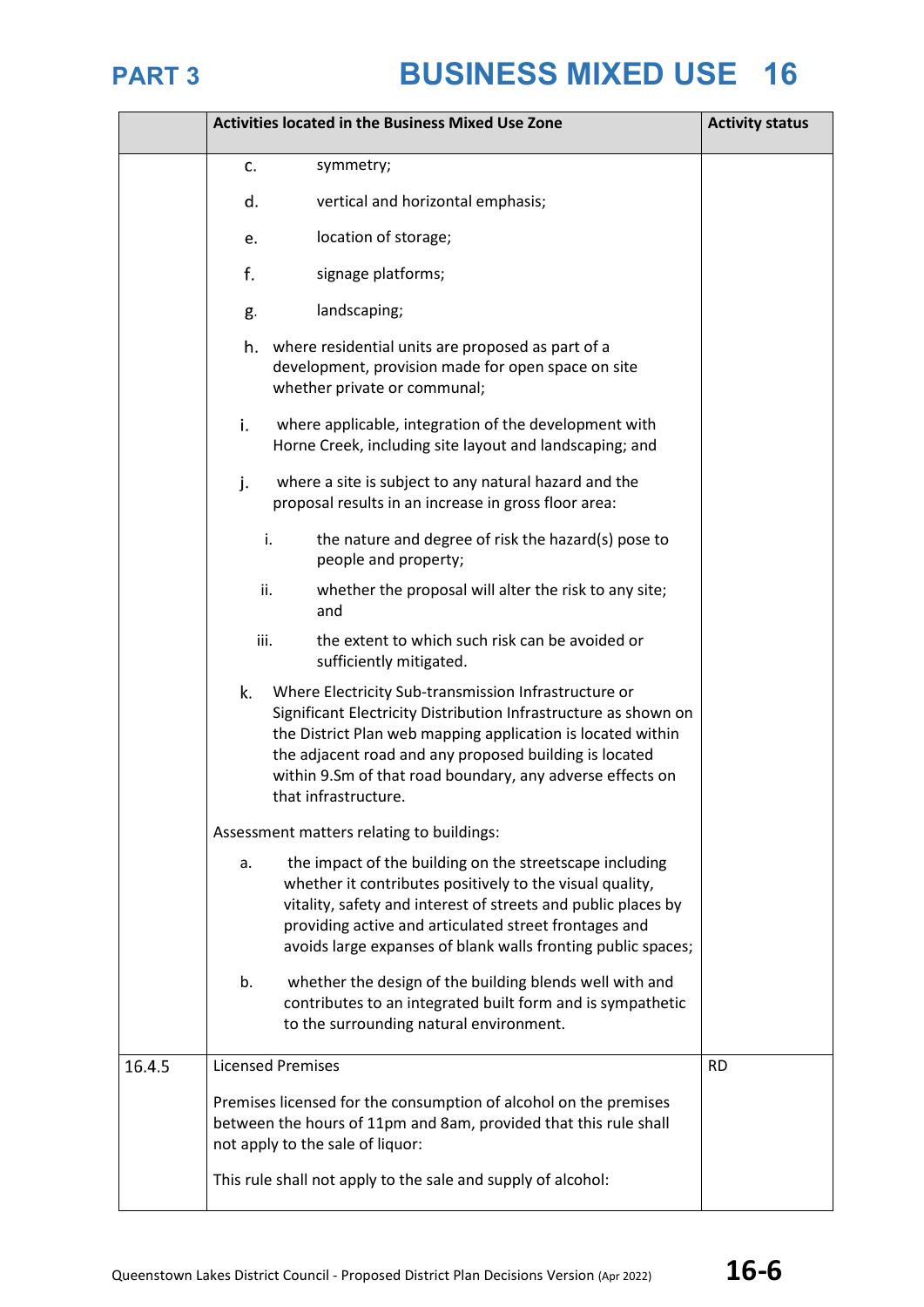| | Activities located in the Business Mixed Use Zone | Activity status |
|---|---|---|
| | c. symmetry;<br><br>d. vertical and horizontal emphasis;<br><br>e. location of storage;<br><br>f. signage platforms;<br><br>g. landscaping;<br><br>h. where residential units are proposed as part of a development, provision made for open space on site whether private or communal;<br><br>i. where applicable, integration of the development with Horne Creek, including site layout and landscaping; and<br><br>j. where a site is subject to any natural hazard and the proposal results in an increase in gross floor area:<br><br>i. the nature and degree of risk the hazard(s) pose to people and property;<br><br>ii. whether the proposal will alter the risk to any site; and<br><br>iii. the extent to which such risk can be avoided or sufficiently mitigated.<br><br>k. Where Electricity Sub-transmission Infrastructure or Significant Electricity Distribution Infrastructure as shown on the District Plan web mapping application is located within the adjacent road and any proposed building is located within 9.Sm of that road boundary, any adverse effects on that infrastructure.<br><br>Assessment matters relating to buildings:<br><br>a. the impact of the building on the streetscape including whether it contributes positively to the visual quality, vitality, safety and interest of streets and public places by providing active and articulated street frontages and avoids large expanses of blank walls fronting public spaces;<br><br>b. whether the design of the building blends well with and contributes to an integrated built form and is sympathetic to the surrounding natural environment. | |
| 16.4.5 | Licensed Premises<br><br>Premises licensed for the consumption of alcohol on the premises between the hours of 11pm and 8am, provided that this rule shall not apply to the sale of liquor:<br><br>This rule shall not apply to the sale and supply of alcohol: | RD |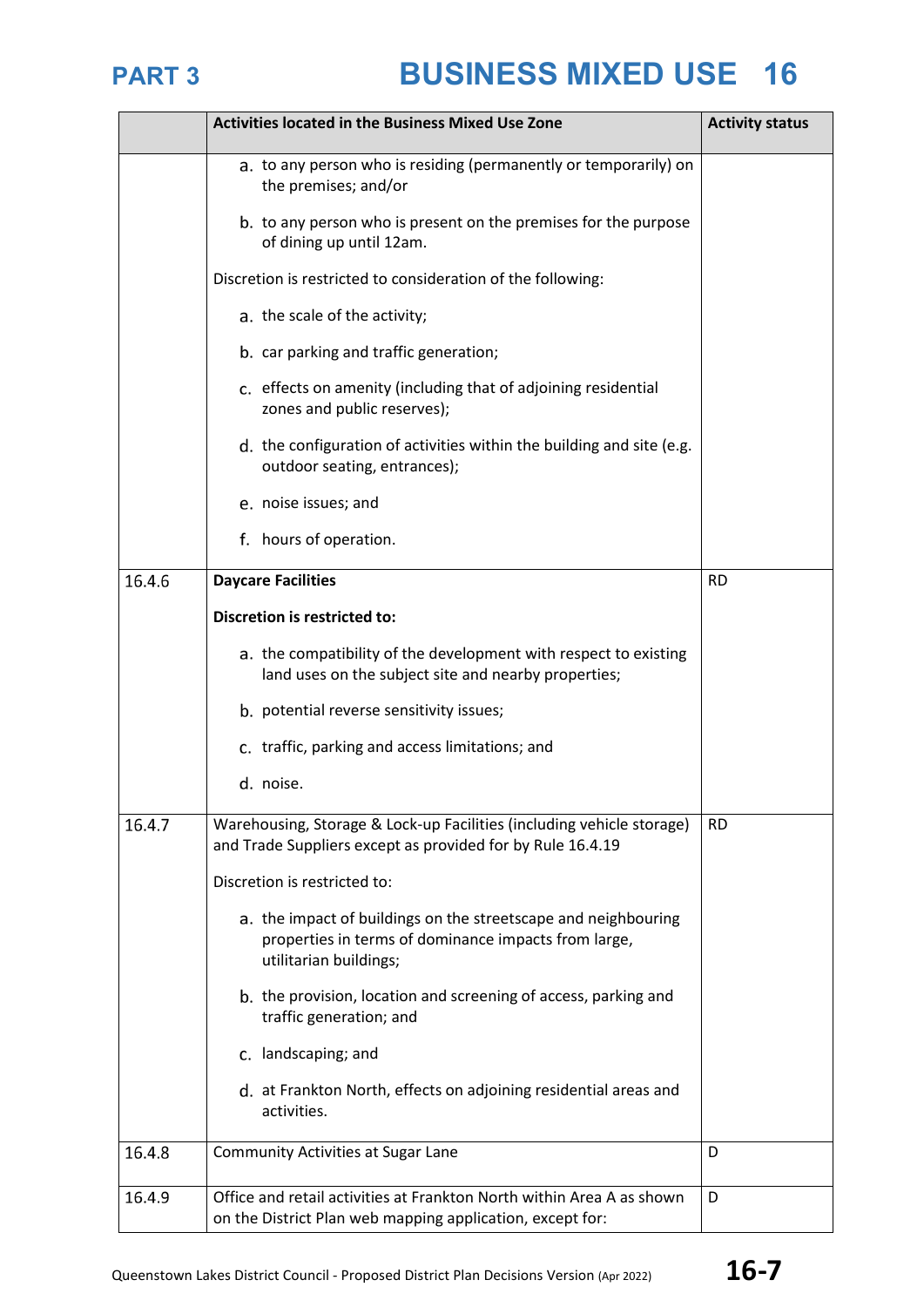| | Activities located in the Business Mixed Use Zone | Activity status |
|---|---|---|
| | a. to any person who is residing (permanently or temporarily) on the premises; and/or<br><br>b. to any person who is present on the premises for the purpose of dining up until 12am.<br><br>Discretion is restricted to consideration of the following:<br><br>a. the scale of the activity;<br><br>b. car parking and traffic generation;<br><br>c. effects on amenity (including that of adjoining residential zones and public reserves);<br><br>d. the configuration of activities within the building and site (e.g. outdoor seating, entrances);<br><br>e. noise issues; and<br><br>f. hours of operation. | |
| 16.4.6 | **Daycare Facilities**<br><br>**Discretion is restricted to:**<br><br>a. the compatibility of the development with respect to existing land uses on the subject site and nearby properties;<br><br>b. potential reverse sensitivity issues;<br><br>c. traffic, parking and access limitations; and<br><br>d. noise. | RD |
| 16.4.7 | Warehousing, Storage & Lock-up Facilities (including vehicle storage) and Trade Suppliers except as provided for by Rule 16.4.19<br><br>Discretion is restricted to:<br><br>a. the impact of buildings on the streetscape and neighbouring properties in terms of dominance impacts from large, utilitarian buildings;<br><br>b. the provision, location and screening of access, parking and traffic generation; and<br><br>c. landscaping; and<br><br>d. at Frankton North, effects on adjoining residential areas and activities. | RD |
| 16.4.8 | Community Activities at Sugar Lane | D |
| 16.4.9 | Office and retail activities at Frankton North within Area A as shown on the District Plan web mapping application, except for: | D |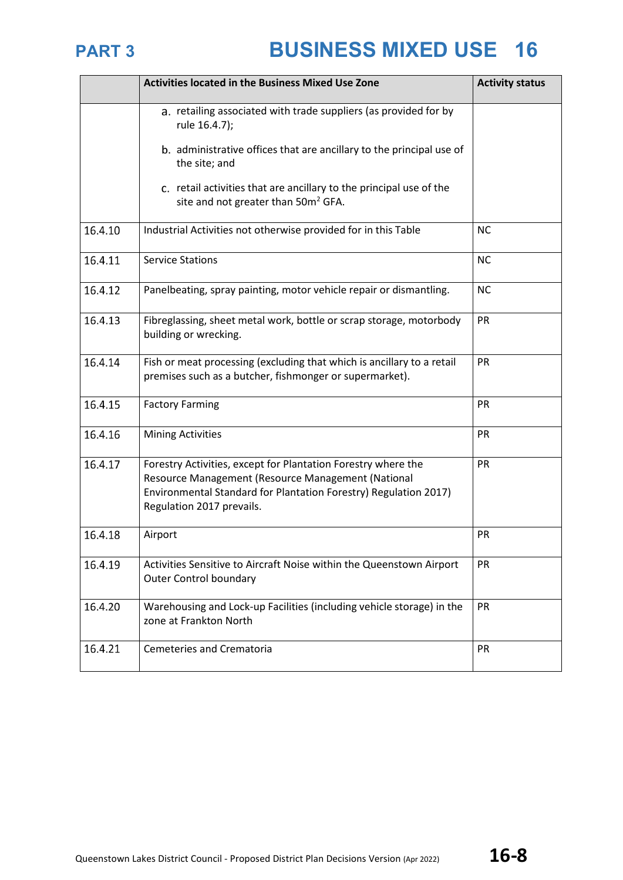| | Activities located in the Business Mixed Use Zone | Activity status |
|---|---|---|
| | a. retailing associated with trade suppliers (as provided for by rule 16.4.7);<br><br>b. administrative offices that are ancillary to the principal use of the site; and<br><br>c. retail activities that are ancillary to the principal use of the site and not greater than 50m$^2$ GFA. | |
| 16.4.10 | Industrial Activities not otherwise provided for in this Table | NC |
| 16.4.11 | Service Stations | NC |
| 16.4.12 | Panelbeating, spray painting, motor vehicle repair or dismantling. | NC |
| 16.4.13 | Fibreglassing, sheet metal work, bottle or scrap storage, motorbody building or wrecking. | PR |
| 16.4.14 | Fish or meat processing (excluding that which is ancillary to a retail premises such as a butcher, fishmonger or supermarket). | PR |
| 16.4.15 | Factory Farming | PR |
| 16.4.16 | Mining Activities | PR |
| 16.4.17 | Forestry Activities, except for Plantation Forestry where the Resource Management (Resource Management (National Environmental Standard for Plantation Forestry) Regulation 2017) Regulation 2017 prevails. | PR |
| 16.4.18 | Airport | PR |
| 16.4.19 | Activities Sensitive to Aircraft Noise within the Queenstown Airport Outer Control boundary | PR |
| 16.4.20 | Warehousing and Lock-up Facilities (including vehicle storage) in the zone at Frankton North | PR |
| 16.4.21 | Cemeteries and Crematoria | PR |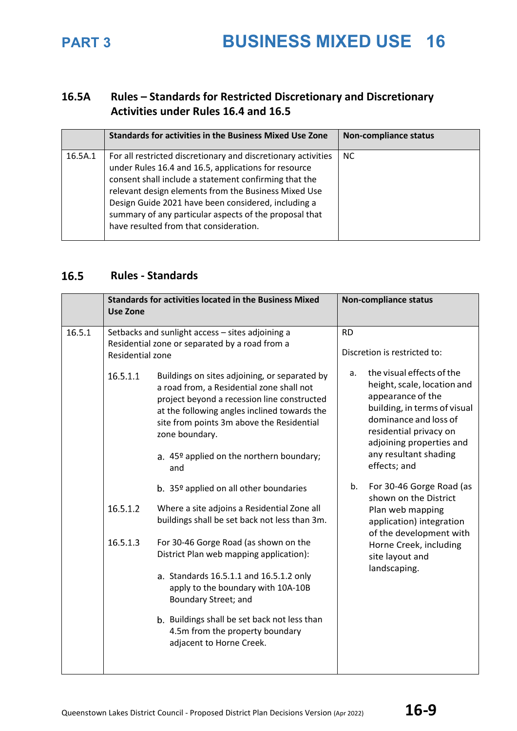## 16.5A Rules – Standards for Restricted Discretionary and Discretionary Activities under Rules 16.4 and 16.5

| | Standards for activities in the Business Mixed Use Zone | Non-compliance status |
|---|---|---|
| 16.5A.1 | For all restricted discretionary and discretionary activities under Rules 16.4 and 16.5, applications for resource consent shall include a statement confirming that the relevant design elements from the Business Mixed Use Design Guide 2021 have been considered, including a summary of any particular aspects of the proposal that have resulted from that consideration. | NC |

## 16.5 Rules - Standards

| | Standards for activities located in the Business Mixed Use Zone | Non-compliance status |
|---|---|---|
| 16.5.1 | Setbacks and sunlight access – sites adjoining a Residential zone or separated by a road from a Residential zone<br><br>16.5.1.1 Buildings on sites adjoining, or separated by a road from, a Residential zone shall not project beyond a recession line constructed at the following angles inclined towards the site from points 3m above the Residential zone boundary.<br>a. 45º applied on the northern boundary; and<br>b. 35º applied on all other boundaries<br><br>16.5.1.2 Where a site adjoins a Residential Zone all buildings shall be set back not less than 3m.<br><br>16.5.1.3 For 30-46 Gorge Road (as shown on the District Plan web mapping application):<br>a. Standards 16.5.1.1 and 16.5.1.2 only apply to the boundary with 10A-10B Boundary Street; and<br>b. Buildings shall be set back not less than 4.5m from the property boundary adjacent to Horne Creek. | RD<br><br>Discretion is restricted to:<br>a. the visual effects of the height, scale, location and appearance of the building, in terms of visual dominance and loss of residential privacy on adjoining properties and any resultant shading effects; and<br>b. For 30-46 Gorge Road (as shown on the District Plan web mapping application) integration of the development with Horne Creek, including site layout and landscaping. |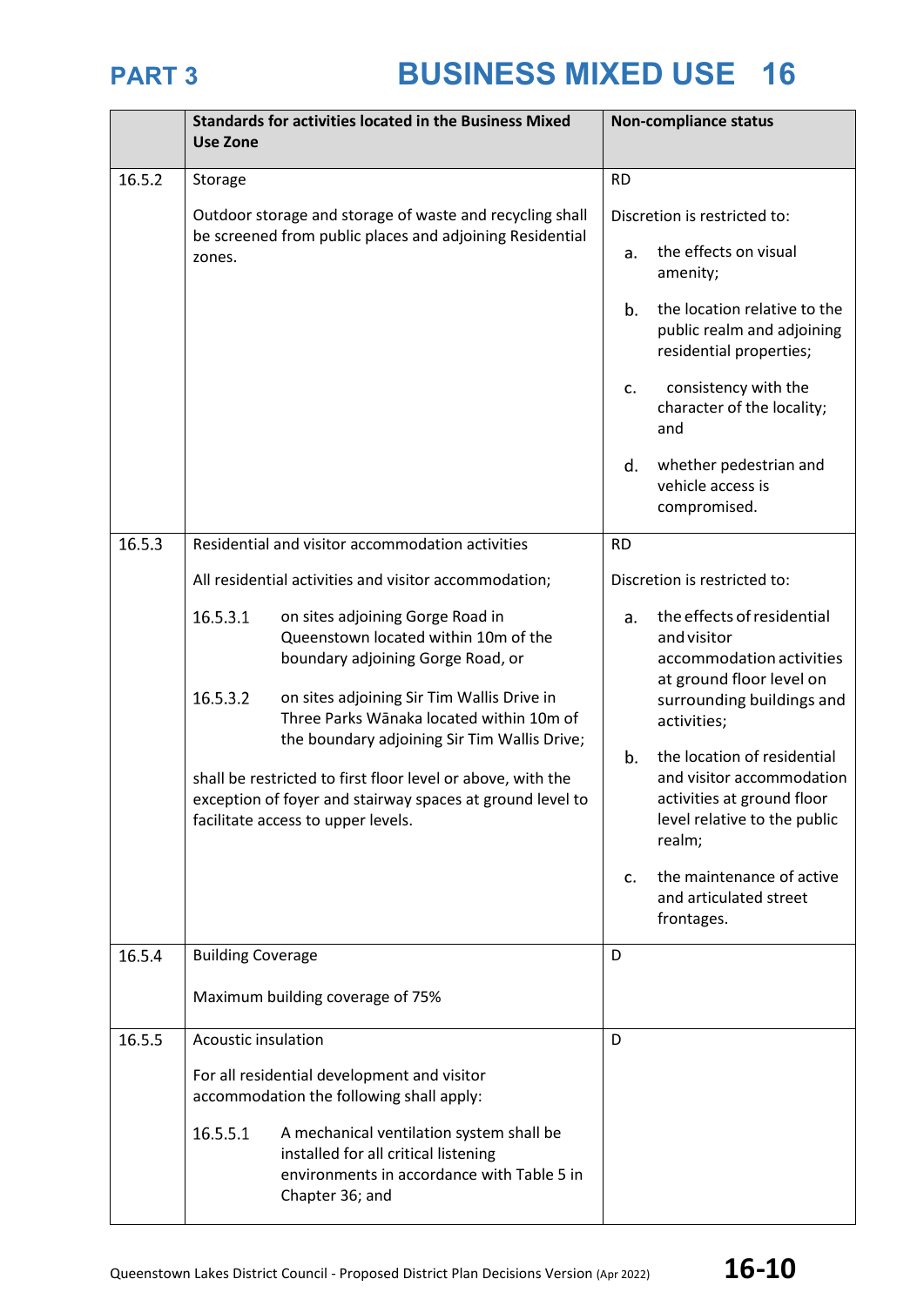|  | Standards for activities located in the Business Mixed Use Zone | Non-compliance status |
|---|---|---|
| 16.5.2 | Storage<br><br>Outdoor storage and storage of waste and recycling shall be screened from public places and adjoining Residential zones. | RD<br><br>Discretion is restricted to:<br><br>a. the effects on visual amenity;<br><br>b. the location relative to the public realm and adjoining residential properties;<br><br>c. consistency with the character of the locality; and<br><br>d. whether pedestrian and vehicle access is compromised. |
| 16.5.3 | Residential and visitor accommodation activities<br><br>All residential activities and visitor accommodation;<br><br>16.5.3.1 on sites adjoining Gorge Road in Queenstown located within 10m of the boundary adjoining Gorge Road, or<br><br>16.5.3.2 on sites adjoining Sir Tim Wallis Drive in Three Parks Wānaka located within 10m of the boundary adjoining Sir Tim Wallis Drive;<br><br>shall be restricted to first floor level or above, with the exception of foyer and stairway spaces at ground level to facilitate access to upper levels. | RD<br><br>Discretion is restricted to:<br><br>a. the effects of residential and visitor accommodation activities at ground floor level on surrounding buildings and activities;<br><br>b. the location of residential and visitor accommodation activities at ground floor level relative to the public realm;<br><br>c. the maintenance of active and articulated street frontages. |
| 16.5.4 | Building Coverage<br><br>Maximum building coverage of 75% | D |
| 16.5.5 | Acoustic insulation<br><br>For all residential development and visitor accommodation the following shall apply:<br><br>16.5.5.1 A mechanical ventilation system shall be installed for all critical listening environments in accordance with Table 5 in Chapter 36; and | D |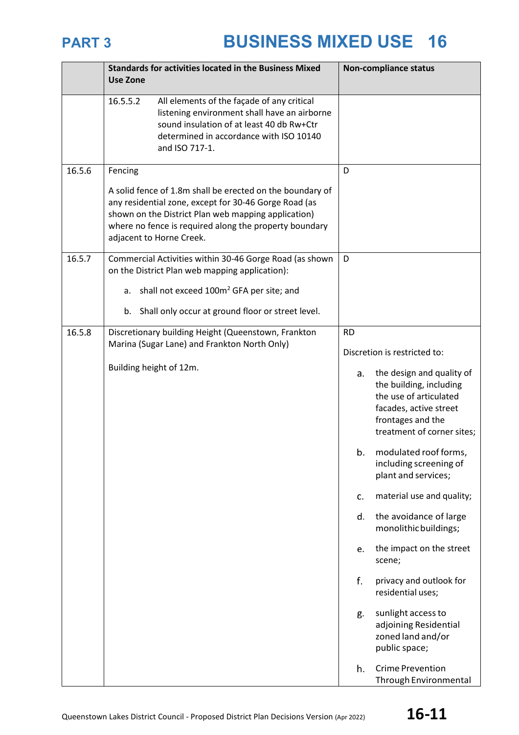| | Standards for activities located in the Business Mixed Use Zone | Non-compliance status |
|---|---|---|
| | 16.5.5.2 All elements of the façade of any critical listening environment shall have an airborne sound insulation of at least 40 db Rw+Ctr determined in accordance with ISO 10140 and ISO 717-1. | |
| 16.5.6 | Fencing<br><br>A solid fence of 1.8m shall be erected on the boundary of any residential zone, except for 30-46 Gorge Road (as shown on the District Plan web mapping application) where no fence is required along the property boundary adjacent to Horne Creek. | D |
| 16.5.7 | Commercial Activities within 30-46 Gorge Road (as shown on the District Plan web mapping application):<br><br>a. shall not exceed 100m$^2$ GFA per site; and<br><br>b. Shall only occur at ground floor or street level. | D |
| 16.5.8 | Discretionary building Height (Queenstown, Frankton Marina (Sugar Lane) and Frankton North Only)<br><br>Building height of 12m. | RD<br><br>Discretion is restricted to:<br><br>a. the design and quality of the building, including the use of articulated facades, active street frontages and the treatment of corner sites;<br><br>b. modulated roof forms, including screening of plant and services;<br><br>c. material use and quality;<br><br>d. the avoidance of large monolithic buildings;<br><br>e. the impact on the street scene;<br><br>f. privacy and outlook for residential uses;<br><br>g. sunlight access to adjoining Residential zoned land and/or public space;<br><br>h. Crime Prevention Through Environmental |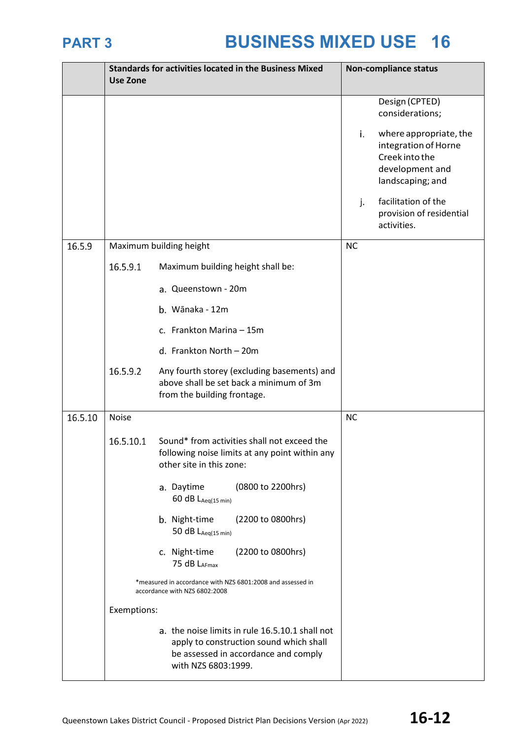| | Standards for activities located in the Business Mixed Use Zone | Non-compliance status |
|---|---|---|
| | | Design (CPTED) considerations;<br><br>i. where appropriate, the integration of Horne Creek into the development and landscaping; and<br><br>j. facilitation of the provision of residential activities. |
| 16.5.9 | Maximum building height<br><br>16.5.9.1 Maximum building height shall be:<br><br>a. Queenstown - 20m<br><br>b. Wānaka - 12m<br><br>c. Frankton Marina – 15m<br><br>d. Frankton North – 20m<br><br>16.5.9.2 Any fourth storey (excluding basements) and above shall be set back a minimum of 3m from the building frontage. | NC |
| 16.5.10 | Noise<br><br>16.5.10.1 Sound* from activities shall not exceed the following noise limits at any point within any other site in this zone:<br><br>a. Daytime (0800 to 2200hrs) 60 dB $L_{Aeq(15\ min)}$<br><br>b. Night-time (2200 to 0800hrs) 50 dB $L_{Aeq(15\ min)}$<br><br>c. Night-time (2200 to 0800hrs) 75 dB $L_{AFmax}$<br><br>*measured in accordance with NZS 6801:2008 and assessed in accordance with NZS 6802:2008<br><br>Exemptions:<br><br>a. the noise limits in rule 16.5.10.1 shall not apply to construction sound which shall be assessed in accordance and comply with NZS 6803:1999. | NC |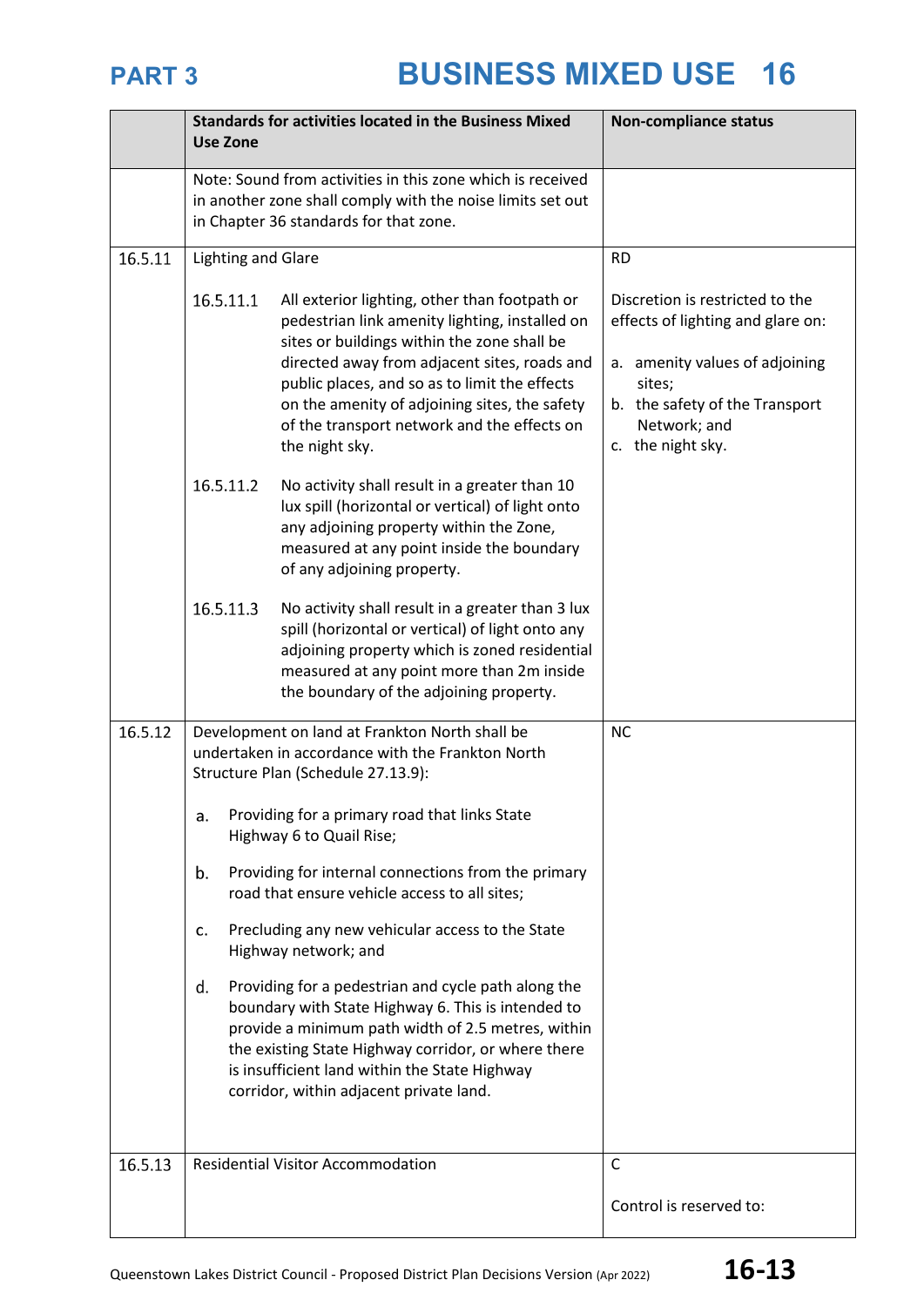| | Standards for activities located in the Business Mixed Use Zone | Non-compliance status |
|---|---|---|
| | Note: Sound from activities in this zone which is received in another zone shall comply with the noise limits set out in Chapter 36 standards for that zone. | |
| 16.5.11 | Lighting and Glare<br><br>16.5.11.1 All exterior lighting, other than footpath or pedestrian link amenity lighting, installed on sites or buildings within the zone shall be directed away from adjacent sites, roads and public places, and so as to limit the effects on the amenity of adjoining sites, the safety of the transport network and the effects on the night sky.<br><br>16.5.11.2 No activity shall result in a greater than 10 lux spill (horizontal or vertical) of light onto any adjoining property within the Zone, measured at any point inside the boundary of any adjoining property.<br><br>16.5.11.3 No activity shall result in a greater than 3 lux spill (horizontal or vertical) of light onto any adjoining property which is zoned residential measured at any point more than 2m inside the boundary of the adjoining property. | RD<br><br>Discretion is restricted to the effects of lighting and glare on:<br><br>a. amenity values of adjoining sites;<br>b. the safety of the Transport Network; and<br>c. the night sky. |
| 16.5.12 | Development on land at Frankton North shall be undertaken in accordance with the Frankton North Structure Plan (Schedule 27.13.9):<br><br>a. Providing for a primary road that links State Highway 6 to Quail Rise;<br><br>b. Providing for internal connections from the primary road that ensure vehicle access to all sites;<br><br>c. Precluding any new vehicular access to the State Highway network; and<br><br>d. Providing for a pedestrian and cycle path along the boundary with State Highway 6. This is intended to provide a minimum path width of 2.5 metres, within the existing State Highway corridor, or where there is insufficient land within the State Highway corridor, within adjacent private land. | NC |
| 16.5.13 | Residential Visitor Accommodation | C<br><br>Control is reserved to: |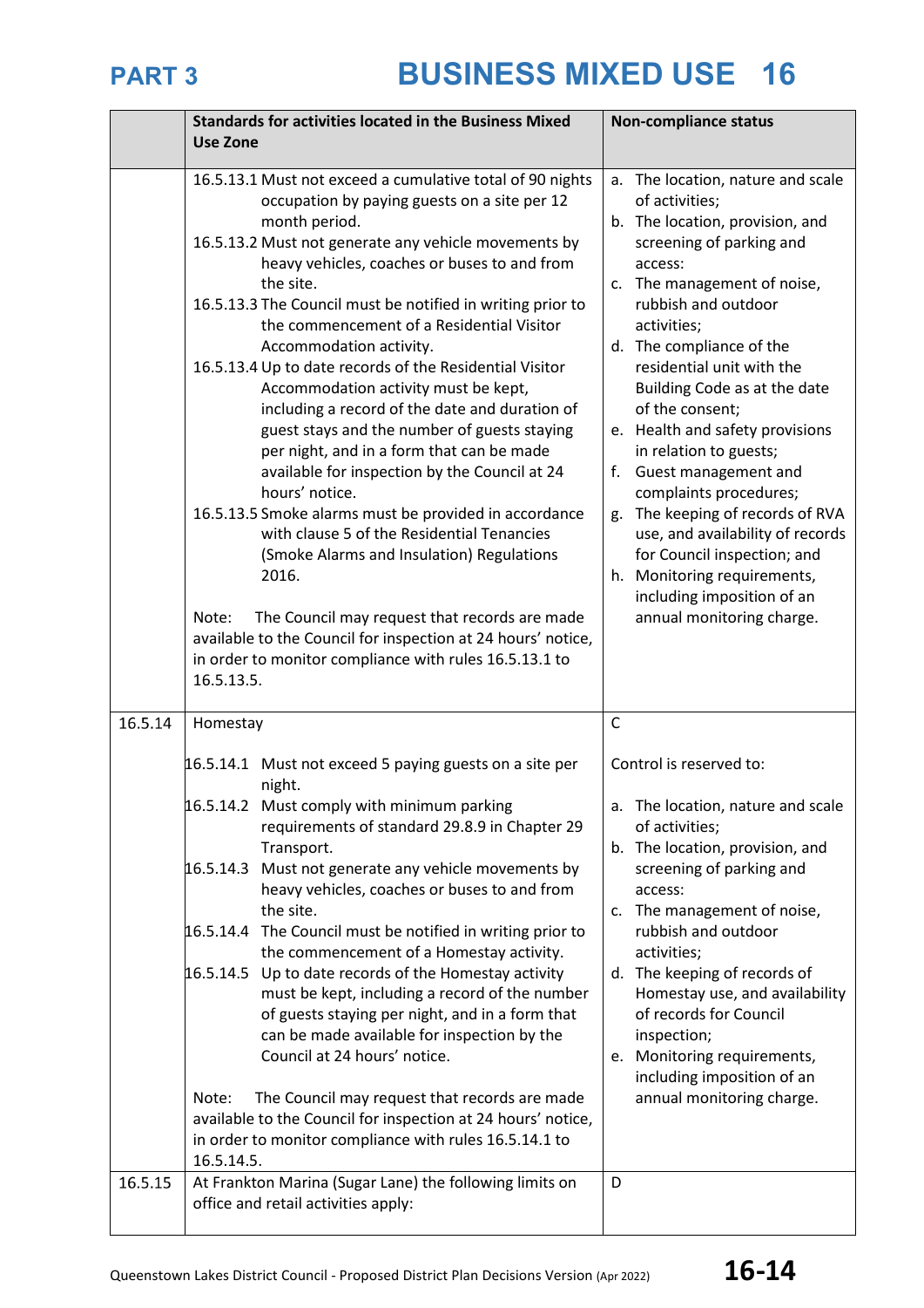| | Standards for activities located in the Business Mixed Use Zone | Non-compliance status |
|---|---|---|
| | 16.5.13.1 Must not exceed a cumulative total of 90 nights occupation by paying guests on a site per 12 month period.<br>16.5.13.2 Must not generate any vehicle movements by heavy vehicles, coaches or buses to and from the site.<br>16.5.13.3 The Council must be notified in writing prior to the commencement of a Residential Visitor Accommodation activity.<br>16.5.13.4 Up to date records of the Residential Visitor Accommodation activity must be kept, including a record of the date and duration of guest stays and the number of guests staying per night, and in a form that can be made available for inspection by the Council at 24 hours' notice.<br>16.5.13.5 Smoke alarms must be provided in accordance with clause 5 of the Residential Tenancies (Smoke Alarms and Insulation) Regulations 2016.<br><br>Note: The Council may request that records are made available to the Council for inspection at 24 hours' notice, in order to monitor compliance with rules 16.5.13.1 to 16.5.13.5. | a. The location, nature and scale of activities;<br>b. The location, provision, and screening of parking and access:<br>c. The management of noise, rubbish and outdoor activities;<br>d. The compliance of the residential unit with the Building Code as at the date of the consent;<br>e. Health and safety provisions in relation to guests;<br>f. Guest management and complaints procedures;<br>g. The keeping of records of RVA use, and availability of records for Council inspection; and<br>h. Monitoring requirements, including imposition of an annual monitoring charge. |
| 16.5.14 | Homestay<br><br>16.5.14.1 Must not exceed 5 paying guests on a site per night.<br>16.5.14.2 Must comply with minimum parking requirements of standard 29.8.9 in Chapter 29 Transport.<br>16.5.14.3 Must not generate any vehicle movements by heavy vehicles, coaches or buses to and from the site.<br>16.5.14.4 The Council must be notified in writing prior to the commencement of a Homestay activity.<br>16.5.14.5 Up to date records of the Homestay activity must be kept, including a record of the number of guests staying per night, and in a form that can be made available for inspection by the Council at 24 hours' notice.<br><br>Note: The Council may request that records are made available to the Council for inspection at 24 hours' notice, in order to monitor compliance with rules 16.5.14.1 to 16.5.14.5. | C<br><br>Control is reserved to:<br><br>a. The location, nature and scale of activities;<br>b. The location, provision, and screening of parking and access:<br>c. The management of noise, rubbish and outdoor activities;<br>d. The keeping of records of Homestay use, and availability of records for Council inspection;<br>e. Monitoring requirements, including imposition of an annual monitoring charge. |
| 16.5.15 | At Frankton Marina (Sugar Lane) the following limits on office and retail activities apply: | D |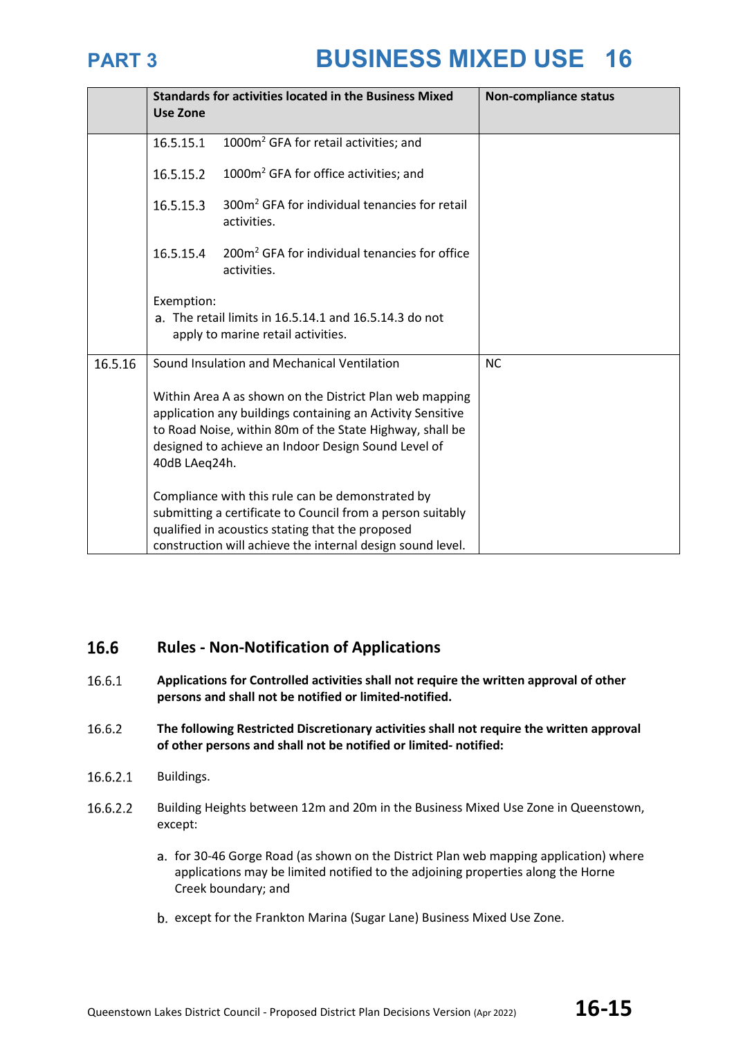| | Standards for activities located in the Business Mixed Use Zone | Non-compliance status |
|---|---|---|
| | 16.5.15.1 1000m$^2$ GFA for retail activities; and<br><br>16.5.15.2 1000m$^2$ GFA for office activities; and<br><br>16.5.15.3 300m$^2$ GFA for individual tenancies for retail activities.<br><br>16.5.15.4 200m$^2$ GFA for individual tenancies for office activities.<br><br>Exemption:<br>a. The retail limits in 16.5.14.1 and 16.5.14.3 do not apply to marine retail activities. | |
| 16.5.16 | Sound Insulation and Mechanical Ventilation<br><br>Within Area A as shown on the District Plan web mapping application any buildings containing an Activity Sensitive to Road Noise, within 80m of the State Highway, shall be designed to achieve an Indoor Design Sound Level of 40dB LAeq24h.<br><br>Compliance with this rule can be demonstrated by submitting a certificate to Council from a person suitably qualified in acoustics stating that the proposed construction will achieve the internal design sound level. | NC |

## 16.6 Rules - Non-Notification of Applications

16.6.1 **Applications for Controlled activities shall not require the written approval of other persons and shall not be notified or limited-notified.**

16.6.2 **The following Restricted Discretionary activities shall not require the written approval of other persons and shall not be notified or limited- notified:**

16.6.2.1 Buildings.

16.6.2.2 Building Heights between 12m and 20m in the Business Mixed Use Zone in Queenstown, except:

a. for 30-46 Gorge Road (as shown on the District Plan web mapping application) where applications may be limited notified to the adjoining properties along the Horne Creek boundary; and

b. except for the Frankton Marina (Sugar Lane) Business Mixed Use Zone.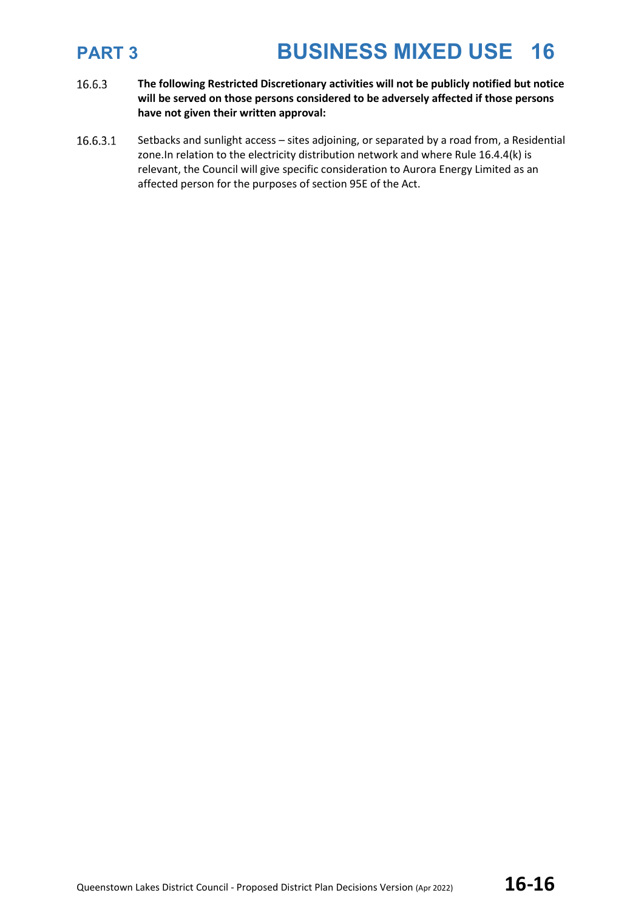16.6.3 **The following Restricted Discretionary activities will not be publicly notified but notice will be served on those persons considered to be adversely affected if those persons have not given their written approval:**

16.6.3.1 Setbacks and sunlight access – sites adjoining, or separated by a road from, a Residential zone.In relation to the electricity distribution network and where Rule 16.4.4(k) is relevant, the Council will give specific consideration to Aurora Energy Limited as an affected person for the purposes of section 95E of the Act.